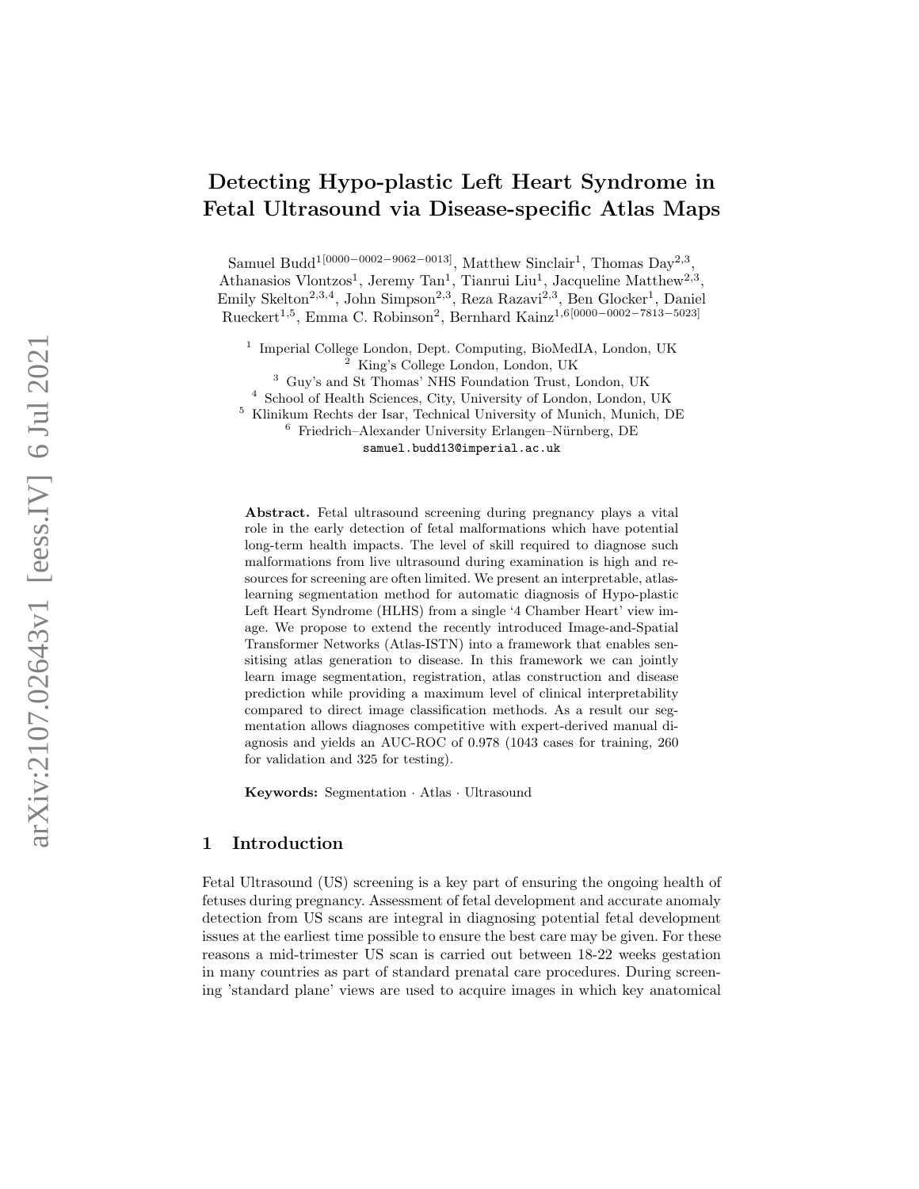# Detecting Hypo-plastic Left Heart Syndrome in Fetal Ultrasound via Disease-specific Atlas Maps

Samuel Budd[1[0000−0002−9062−0013]], Matthew Sinclair[1], Thomas Day[2,3], Athanasios Vlontzos[1], Jeremy Tan[1], Tianrui Liu[1], Jacqueline Matthew[2,3], Emily Skelton[2,3,4], John Simpson[2,3], Reza Razavi[2,3], Ben Glocker[1], Daniel Rueckert[1,5], Emma C. Robinson[2], Bernhard Kainz[1,6[0000−0002−7813−5023]]

[1] Imperial College London, Dept. Computing, BioMedIA, London, UK
[2] King's College London, London, UK
[3] Guy's and St Thomas' NHS Foundation Trust, London, UK
[4] School of Health Sciences, City, University of London, London, UK
[5] Klinikum Rechts der Isar, Technical University of Munich, Munich, DE
[6] Friedrich–Alexander University Erlangen–Nürnberg, DE
samuel.budd13@imperial.ac.uk

**Abstract.** Fetal ultrasound screening during pregnancy plays a vital role in the early detection of fetal malformations which have potential long-term health impacts. The level of skill required to diagnose such malformations from live ultrasound during examination is high and resources for screening are often limited. We present an interpretable, atlas-learning segmentation method for automatic diagnosis of Hypo-plastic Left Heart Syndrome (HLHS) from a single '4 Chamber Heart' view image. We propose to extend the recently introduced Image-and-Spatial Transformer Networks (Atlas-ISTN) into a framework that enables sensitising atlas generation to disease. In this framework we can jointly learn image segmentation, registration, atlas construction and disease prediction while providing a maximum level of clinical interpretability compared to direct image classification methods. As a result our segmentation allows diagnoses competitive with expert-derived manual diagnosis and yields an AUC-ROC of 0.978 (1043 cases for training, 260 for validation and 325 for testing).

**Keywords:** Segmentation · Atlas · Ultrasound

## 1 Introduction

Fetal Ultrasound (US) screening is a key part of ensuring the ongoing health of fetuses during pregnancy. Assessment of fetal development and accurate anomaly detection from US scans are integral in diagnosing potential fetal development issues at the earliest time possible to ensure the best care may be given. For these reasons a mid-trimester US scan is carried out between 18-22 weeks gestation in many countries as part of standard prenatal care procedures. During screening 'standard plane' views are used to acquire images in which key anatomical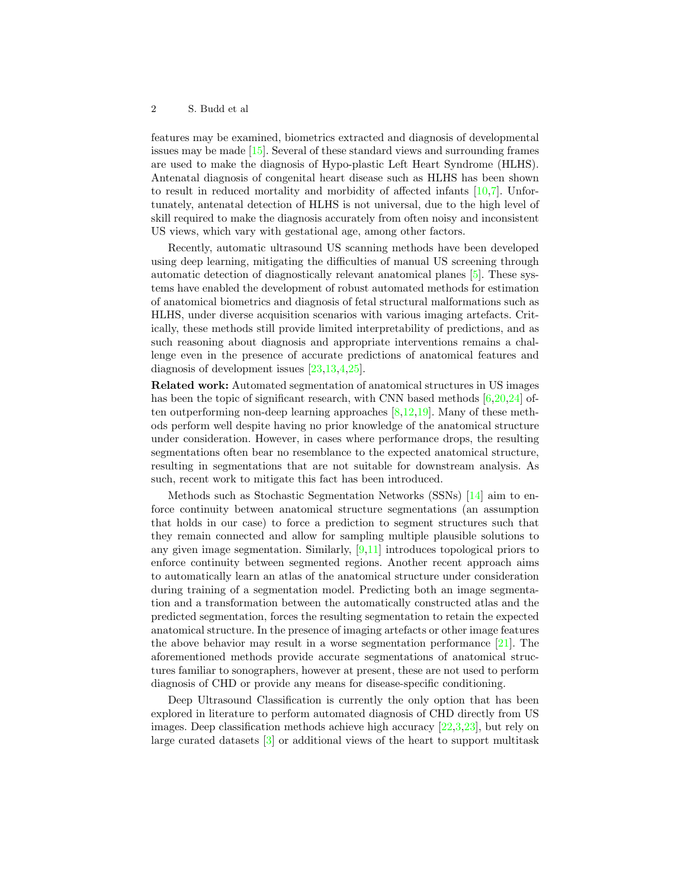features may be examined, biometrics extracted and diagnosis of developmental issues may be made [15]. Several of these standard views and surrounding frames are used to make the diagnosis of Hypo-plastic Left Heart Syndrome (HLHS). Antenatal diagnosis of congenital heart disease such as HLHS has been shown to result in reduced mortality and morbidity of affected infants [10,7]. Unfortunately, antenatal detection of HLHS is not universal, due to the high level of skill required to make the diagnosis accurately from often noisy and inconsistent US views, which vary with gestational age, among other factors.

Recently, automatic ultrasound US scanning methods have been developed using deep learning, mitigating the difficulties of manual US screening through automatic detection of diagnostically relevant anatomical planes [5]. These systems have enabled the development of robust automated methods for estimation of anatomical biometrics and diagnosis of fetal structural malformations such as HLHS, under diverse acquisition scenarios with various imaging artefacts. Critically, these methods still provide limited interpretability of predictions, and as such reasoning about diagnosis and appropriate interventions remains a challenge even in the presence of accurate predictions of anatomical features and diagnosis of development issues [23,13,4,25].

**Related work:** Automated segmentation of anatomical structures in US images has been the topic of significant research, with CNN based methods [6,20,24] often outperforming non-deep learning approaches [8,12,19]. Many of these methods perform well despite having no prior knowledge of the anatomical structure under consideration. However, in cases where performance drops, the resulting segmentations often bear no resemblance to the expected anatomical structure, resulting in segmentations that are not suitable for downstream analysis. As such, recent work to mitigate this fact has been introduced.

Methods such as Stochastic Segmentation Networks (SSNs) [14] aim to enforce continuity between anatomical structure segmentations (an assumption that holds in our case) to force a prediction to segment structures such that they remain connected and allow for sampling multiple plausible solutions to any given image segmentation. Similarly, [9,11] introduces topological priors to enforce continuity between segmented regions. Another recent approach aims to automatically learn an atlas of the anatomical structure under consideration during training of a segmentation model. Predicting both an image segmentation and a transformation between the automatically constructed atlas and the predicted segmentation, forces the resulting segmentation to retain the expected anatomical structure. In the presence of imaging artefacts or other image features the above behavior may result in a worse segmentation performance [21]. The aforementioned methods provide accurate segmentations of anatomical structures familiar to sonographers, however at present, these are not used to perform diagnosis of CHD or provide any means for disease-specific conditioning.

Deep Ultrasound Classification is currently the only option that has been explored in literature to perform automated diagnosis of CHD directly from US images. Deep classification methods achieve high accuracy [22,3,23], but rely on large curated datasets [3] or additional views of the heart to support multitask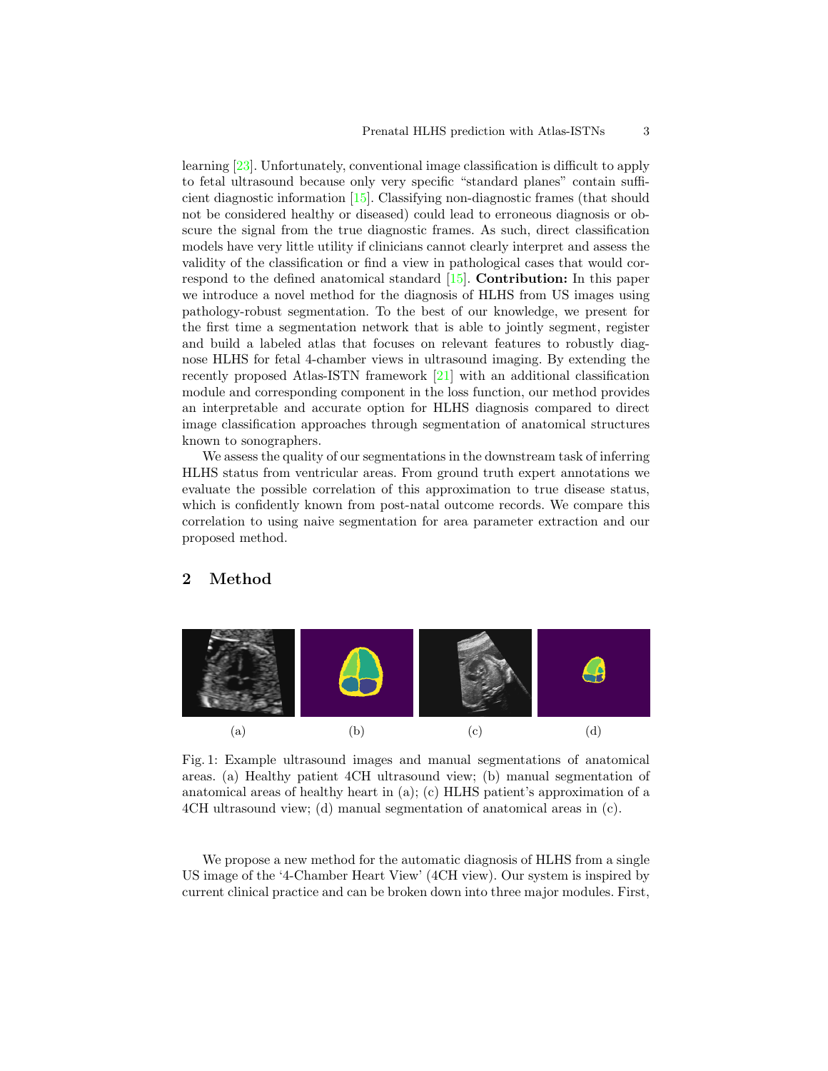learning [23]. Unfortunately, conventional image classification is difficult to apply to fetal ultrasound because only very specific "standard planes" contain sufficient diagnostic information [15]. Classifying non-diagnostic frames (that should not be considered healthy or diseased) could lead to erroneous diagnosis or obscure the signal from the true diagnostic frames. As such, direct classification models have very little utility if clinicians cannot clearly interpret and assess the validity of the classification or find a view in pathological cases that would correspond to the defined anatomical standard [15]. **Contribution:** In this paper we introduce a novel method for the diagnosis of HLHS from US images using pathology-robust segmentation. To the best of our knowledge, we present for the first time a segmentation network that is able to jointly segment, register and build a labeled atlas that focuses on relevant features to robustly diagnose HLHS for fetal 4-chamber views in ultrasound imaging. By extending the recently proposed Atlas-ISTN framework [21] with an additional classification module and corresponding component in the loss function, our method provides an interpretable and accurate option for HLHS diagnosis compared to direct image classification approaches through segmentation of anatomical structures known to sonographers.

We assess the quality of our segmentations in the downstream task of inferring HLHS status from ventricular areas. From ground truth expert annotations we evaluate the possible correlation of this approximation to true disease status, which is confidently known from post-natal outcome records. We compare this correlation to using naive segmentation for area parameter extraction and our proposed method.

## 2 Method

(a) (b) (c) (d)

Fig. 1: Example ultrasound images and manual segmentations of anatomical areas. (a) Healthy patient 4CH ultrasound view; (b) manual segmentation of anatomical areas of healthy heart in (a); (c) HLHS patient's approximation of a 4CH ultrasound view; (d) manual segmentation of anatomical areas in (c).

We propose a new method for the automatic diagnosis of HLHS from a single US image of the '4-Chamber Heart View' (4CH view). Our system is inspired by current clinical practice and can be broken down into three major modules. First,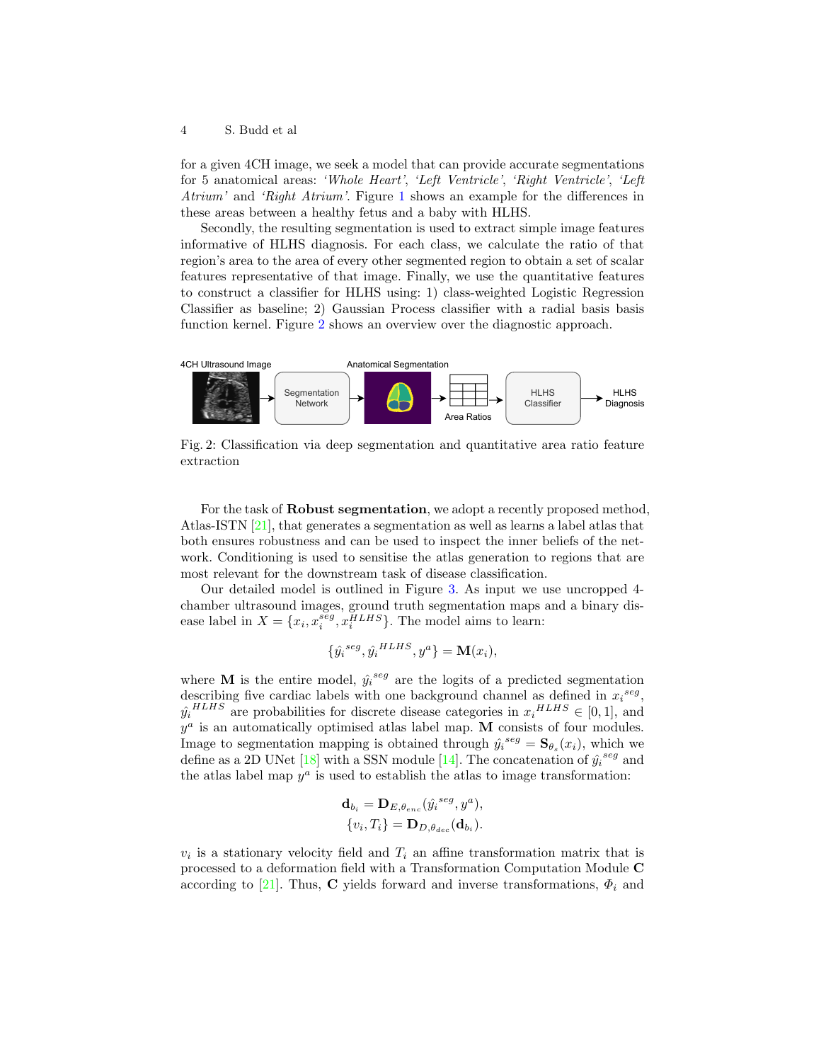for a given 4CH image, we seek a model that can provide accurate segmentations for 5 anatomical areas: *'Whole Heart'*, *'Left Ventricle'*, *'Right Ventricle'*, *'Left Atrium'* and *'Right Atrium'*. Figure 1 shows an example for the differences in these areas between a healthy fetus and a baby with HLHS.

Secondly, the resulting segmentation is used to extract simple image features informative of HLHS diagnosis. For each class, we calculate the ratio of that region's area to the area of every other segmented region to obtain a set of scalar features representative of that image. Finally, we use the quantitative features to construct a classifier for HLHS using: 1) class-weighted Logistic Regression Classifier as baseline; 2) Gaussian Process classifier with a radial basis basis function kernel. Figure 2 shows an overview over the diagnostic approach.

4CH Ultrasound Image

Segmentation Network

Anatomical Segmentation

Area Ratios

HLHS Classifier

HLHS Diagnosis

Fig. 2: Classification via deep segmentation and quantitative area ratio feature extraction

For the task of **Robust segmentation**, we adopt a recently proposed method, Atlas-ISTN [21], that generates a segmentation as well as learns a label atlas that both ensures robustness and can be used to inspect the inner beliefs of the network. Conditioning is used to sensitise the atlas generation to regions that are most relevant for the downstream task of disease classification.

Our detailed model is outlined in Figure 3. As input we use uncropped 4-chamber ultrasound images, ground truth segmentation maps and a binary disease label in $X = \{x_i, x_i^{seg}, x_i^{HLHS}\}$. The model aims to learn:

$$\{\hat{y_i}^{seg}, \hat{y_i}^{HLHS}, y^a\} = \mathbf{M}(x_i),$$

where $\mathbf{M}$ is the entire model, $\hat{y_i}^{seg}$ are the logits of a predicted segmentation describing five cardiac labels with one background channel as defined in ${x_i}^{seg}$, $\hat{y_i}^{HLHS}$ are probabilities for discrete disease categories in ${x_i}^{HLHS} \in [0, 1]$, and $y^a$ is an automatically optimised atlas label map. $\mathbf{M}$ consists of four modules. Image to segmentation mapping is obtained through $\hat{y_i}^{seg} = \mathbf{S}_{\theta_s}(x_i)$, which we define as a 2D UNet [18] with a SSN module [14]. The concatenation of $\hat{y_i}^{seg}$ and the atlas label map $y^a$ is used to establish the atlas to image transformation:

$$\mathbf{d}_{b_i} = \mathbf{D}_{E,\theta_{enc}}(\hat{y_i}^{seg}, y^a),$$
$$\{v_i, T_i\} = \mathbf{D}_{D,\theta_{dec}}(\mathbf{d}_{b_i}).$$

$v_i$ is a stationary velocity field and $T_i$ an affine transformation matrix that is processed to a deformation field with a Transformation Computation Module $\mathbf{C}$ according to [21]. Thus, $\mathbf{C}$ yields forward and inverse transformations, $\Phi_i$ and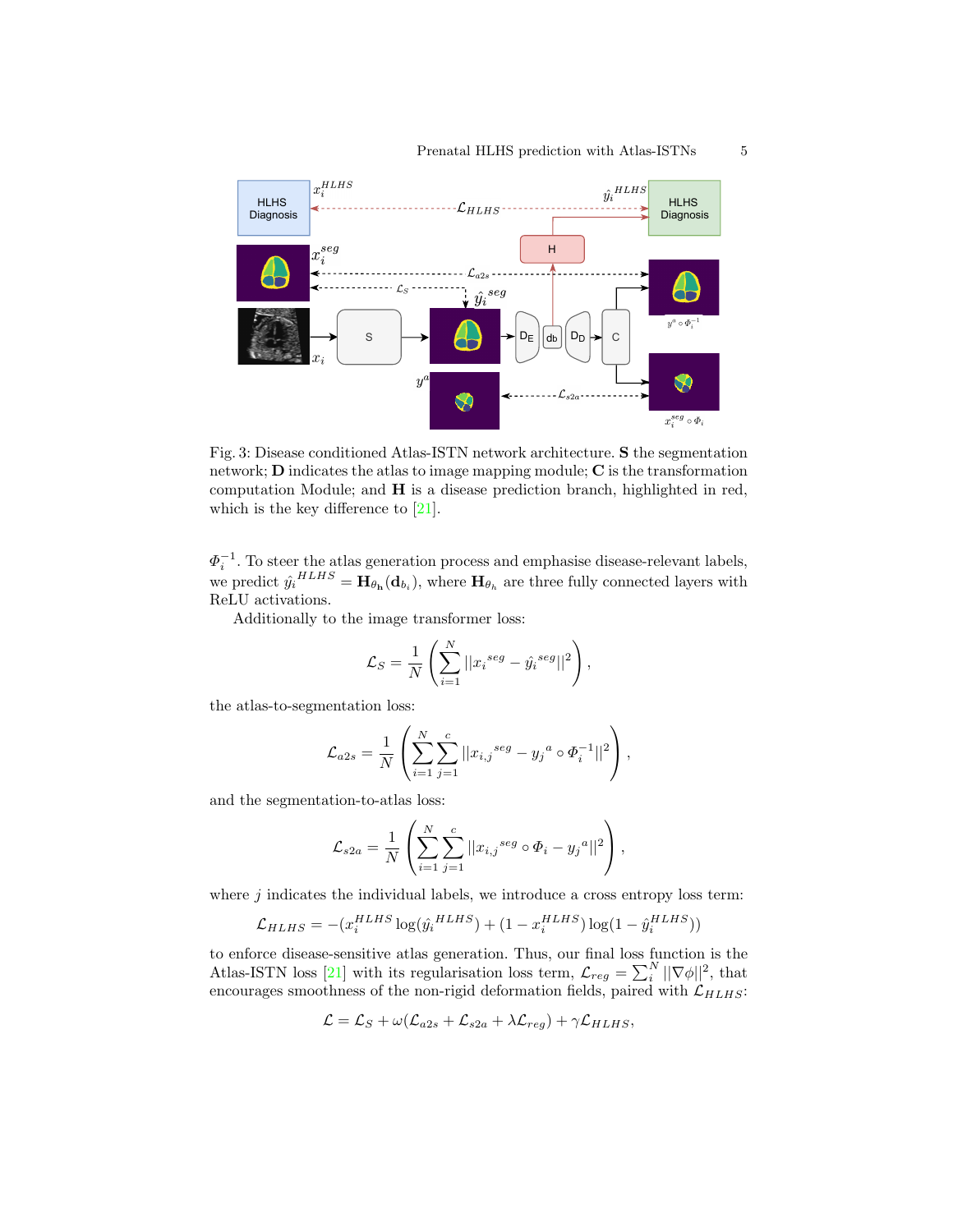Fig. 3: Disease conditioned Atlas-ISTN network architecture. **S** the segmentation network; **D** indicates the atlas to image mapping module; **C** is the transformation computation Module; and **H** is a disease prediction branch, highlighted in red, which is the key difference to [21].

$\Phi_i^{-1}$. To steer the atlas generation process and emphasise disease-relevant labels, we predict $\hat{y_i}^{HLHS} = \mathbf{H}_{\theta_\mathbf{h}}(\mathbf{d}_{b_i})$, where $\mathbf{H}_{\theta_h}$ are three fully connected layers with ReLU activations.

Additionally to the image transformer loss:

$$\mathcal{L}_S = \frac{1}{N}\left(\sum_{i=1}^{N} ||{x_i}^{seg} - \hat{y_i}^{seg}||^2\right),$$

the atlas-to-segmentation loss:

$$\mathcal{L}_{a2s} = \frac{1}{N}\left(\sum_{i=1}^{N}\sum_{j=1}^{c} ||{x_{i,j}}^{seg} - {y_j}^{a} \circ \Phi_i^{-1}||^2\right),$$

and the segmentation-to-atlas loss:

$$\mathcal{L}_{s2a} = \frac{1}{N}\left(\sum_{i=1}^{N}\sum_{j=1}^{c} ||{x_{i,j}}^{seg} \circ \Phi_i - {y_j}^{a}||^2\right),$$

where $j$ indicates the individual labels, we introduce a cross entropy loss term:

$$\mathcal{L}_{HLHS} = -(x_i^{HLHS}\log(\hat{y_i}^{HLHS}) + (1 - x_i^{HLHS})\log(1 - \hat{y}_i^{HLHS}))$$

to enforce disease-sensitive atlas generation. Thus, our final loss function is the Atlas-ISTN loss [21] with its regularisation loss term, $\mathcal{L}_{reg} = \sum_i^N ||\nabla\phi||^2$, that encourages smoothness of the non-rigid deformation fields, paired with $\mathcal{L}_{HLHS}$:

$$\mathcal{L} = \mathcal{L}_S + \omega(\mathcal{L}_{a2s} + \mathcal{L}_{s2a} + \lambda\mathcal{L}_{reg}) + \gamma\mathcal{L}_{HLHS},$$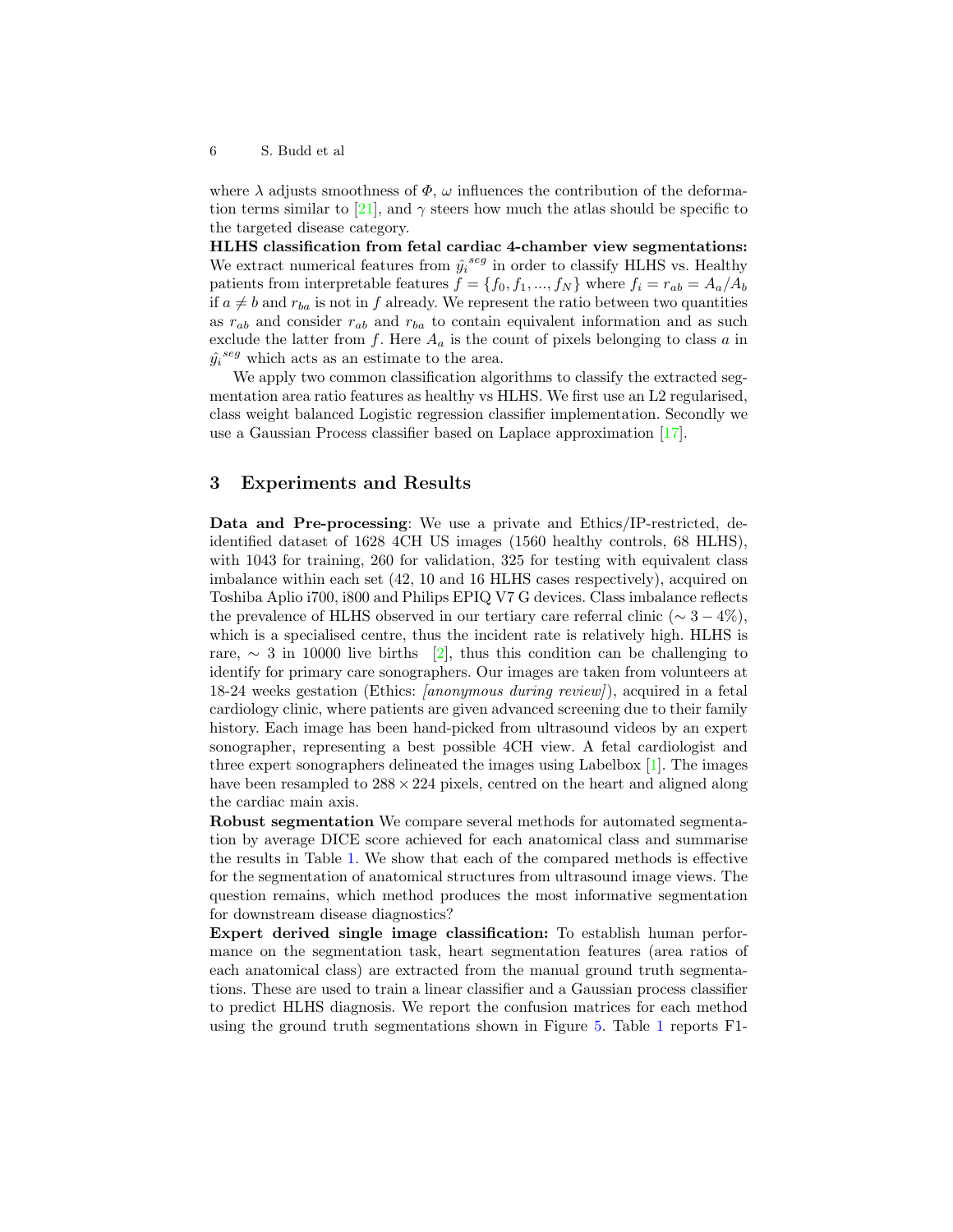where $\lambda$ adjusts smoothness of $\Phi$, $\omega$ influences the contribution of the deformation terms similar to [21], and $\gamma$ steers how much the atlas should be specific to the targeted disease category.

**HLHS classification from fetal cardiac 4-chamber view segmentations:** We extract numerical features from $\hat{y_i}^{seg}$ in order to classify HLHS vs. Healthy patients from interpretable features $f = \{f_0, f_1, ..., f_N\}$ where $f_i = r_{ab} = A_a/A_b$ if $a \neq b$ and $r_{ba}$ is not in $f$ already. We represent the ratio between two quantities as $r_{ab}$ and consider $r_{ab}$ and $r_{ba}$ to contain equivalent information and as such exclude the latter from $f$. Here $A_a$ is the count of pixels belonging to class $a$ in $\hat{y_i}^{seg}$ which acts as an estimate to the area.

We apply two common classification algorithms to classify the extracted segmentation area ratio features as healthy vs HLHS. We first use an L2 regularised, class weight balanced Logistic regression classifier implementation. Secondly we use a Gaussian Process classifier based on Laplace approximation [17].

## 3 Experiments and Results

**Data and Pre-processing**: We use a private and Ethics/IP-restricted, de-identified dataset of 1628 4CH US images (1560 healthy controls, 68 HLHS), with 1043 for training, 260 for validation, 325 for testing with equivalent class imbalance within each set (42, 10 and 16 HLHS cases respectively), acquired on Toshiba Aplio i700, i800 and Philips EPIQ V7 G devices. Class imbalance reflects the prevalence of HLHS observed in our tertiary care referral clinic ($\sim 3-4\%$), which is a specialised centre, thus the incident rate is relatively high. HLHS is rare, $\sim$ 3 in 10000 live births [2], thus this condition can be challenging to identify for primary care sonographers. Our images are taken from volunteers at 18-24 weeks gestation (Ethics: *[anonymous during review]*), acquired in a fetal cardiology clinic, where patients are given advanced screening due to their family history. Each image has been hand-picked from ultrasound videos by an expert sonographer, representing a best possible 4CH view. A fetal cardiologist and three expert sonographers delineated the images using Labelbox [1]. The images have been resampled to $288 \times 224$ pixels, centred on the heart and aligned along the cardiac main axis.

**Robust segmentation** We compare several methods for automated segmentation by average DICE score achieved for each anatomical class and summarise the results in Table 1. We show that each of the compared methods is effective for the segmentation of anatomical structures from ultrasound image views. The question remains, which method produces the most informative segmentation for downstream disease diagnostics?

**Expert derived single image classification:** To establish human performance on the segmentation task, heart segmentation features (area ratios of each anatomical class) are extracted from the manual ground truth segmentations. These are used to train a linear classifier and a Gaussian process classifier to predict HLHS diagnosis. We report the confusion matrices for each method using the ground truth segmentations shown in Figure 5. Table 1 reports F1-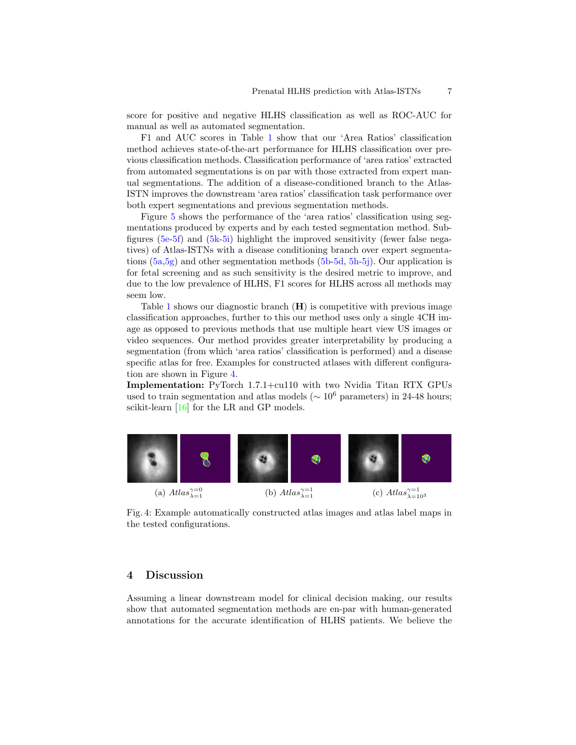score for positive and negative HLHS classification as well as ROC-AUC for manual as well as automated segmentation.

F1 and AUC scores in Table 1 show that our 'Area Ratios' classification method achieves state-of-the-art performance for HLHS classification over previous classification methods. Classification performance of 'area ratios' extracted from automated segmentations is on par with those extracted from expert manual segmentations. The addition of a disease-conditioned branch to the Atlas-ISTN improves the downstream 'area ratios' classification task performance over both expert segmentations and previous segmentation methods.

Figure 5 shows the performance of the 'area ratios' classification using segmentations produced by experts and by each tested segmentation method. Subfigures (5e-5f) and (5k-5i) highlight the improved sensitivity (fewer false negatives) of Atlas-ISTNs with a disease conditioning branch over expert segmentations (5a,5g) and other segmentation methods (5b-5d, 5h-5j). Our application is for fetal screening and as such sensitivity is the desired metric to improve, and due to the low prevalence of HLHS, F1 scores for HLHS across all methods may seem low.

Table 1 shows our diagnostic branch (**H**) is competitive with previous image classification approaches, further to this our method uses only a single 4CH image as opposed to previous methods that use multiple heart view US images or video sequences. Our method provides greater interpretability by producing a segmentation (from which 'area ratios' classification is performed) and a disease specific atlas for free. Examples for constructed atlases with different configuration are shown in Figure 4.

**Implementation:** PyTorch 1.7.1+cu110 with two Nvidia Titan RTX GPUs used to train segmentation and atlas models ($\sim 10^6$ parameters) in 24-48 hours; scikit-learn [16] for the LR and GP models.

(a) $Atlas^{\gamma=0}_{\lambda=1}$ (b) $Atlas^{\gamma=1}_{\lambda=1}$ (c) $Atlas^{\gamma=1}_{\lambda=10^3}$

Fig. 4: Example automatically constructed atlas images and atlas label maps in the tested configurations.

## 4 Discussion

Assuming a linear downstream model for clinical decision making, our results show that automated segmentation methods are en-par with human-generated annotations for the accurate identification of HLHS patients. We believe the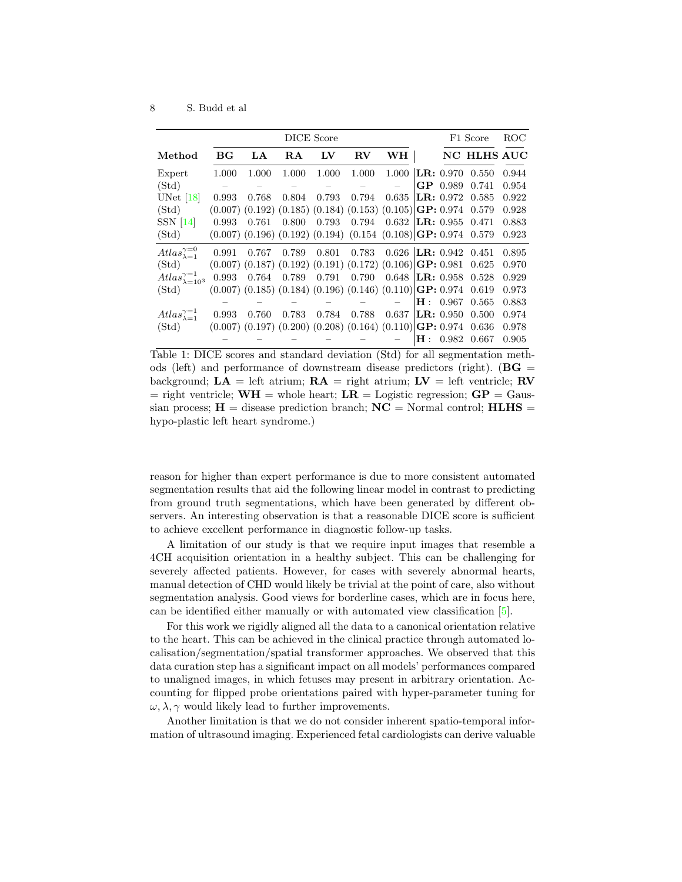| | DICE Score | | | | | | | F1 Score | | ROC |
|---|---|---|---|---|---|---|---|---|---|---|
| **Method** | **BG** | **LA** | **RA** | **LV** | **RV** | **WH** | | **NC** | **HLHS** | **AUC** |
| Expert | 1.000 | 1.000 | 1.000 | 1.000 | 1.000 | 1.000 | **LR:** | 0.970 | 0.550 | 0.944 |
| (Std) | – | – | – | – | – | – | **GP** | 0.989 | 0.741 | 0.954 |
| UNet [18] | 0.993 | 0.768 | 0.804 | 0.793 | 0.794 | 0.635 | **LR:** | 0.972 | 0.585 | 0.922 |
| (Std) | (0.007) | (0.192) | (0.185) | (0.184) | (0.153) | (0.105) | **GP:** | 0.974 | 0.579 | 0.928 |
| SSN [14] | 0.993 | 0.761 | 0.800 | 0.793 | 0.794 | 0.632 | **LR:** | 0.955 | 0.471 | 0.883 |
| (Std) | (0.007) | (0.196) | (0.192) | (0.194) | (0.154 | (0.108) | **GP:** | 0.974 | 0.579 | 0.923 |
| $Atlas^{\gamma=0}_{\lambda=1}$ | 0.991 | 0.767 | 0.789 | 0.801 | 0.783 | 0.626 | **LR:** | 0.942 | 0.451 | 0.895 |
| (Std) | (0.007) | (0.187) | (0.192) | (0.191) | (0.172) | (0.106) | **GP:** | 0.981 | 0.625 | 0.970 |
| $Atlas^{\gamma=1}_{\lambda=10^3}$ | 0.993 | 0.764 | 0.789 | 0.791 | 0.790 | 0.648 | **LR:** | 0.958 | 0.528 | 0.929 |
| (Std) | (0.007) | (0.185) | (0.184) | (0.196) | (0.146) | (0.110) | **GP:** | 0.974 | 0.619 | 0.973 |
| | – | – | – | – | – | – | **H** : | 0.967 | 0.565 | 0.883 |
| $Atlas^{\gamma=1}_{\lambda=1}$ | 0.993 | 0.760 | 0.783 | 0.784 | 0.788 | 0.637 | **LR:** | 0.950 | 0.500 | 0.974 |
| (Std) | (0.007) | (0.197) | (0.200) | (0.208) | (0.164) | (0.110) | **GP:** | 0.974 | 0.636 | 0.978 |
| | – | – | – | – | – | – | **H** : | 0.982 | 0.667 | 0.905 |

Table 1: DICE scores and standard deviation (Std) for all segmentation methods (left) and performance of downstream disease predictors (right). (**BG** = background; **LA** = left atrium; **RA** = right atrium; **LV** = left ventricle; **RV** = right ventricle; **WH** = whole heart; **LR** = Logistic regression; **GP** = Gaussian process; **H** = disease prediction branch; **NC** = Normal control; **HLHS** = hypo-plastic left heart syndrome.)

reason for higher than expert performance is due to more consistent automated segmentation results that aid the following linear model in contrast to predicting from ground truth segmentations, which have been generated by different observers. An interesting observation is that a reasonable DICE score is sufficient to achieve excellent performance in diagnostic follow-up tasks.

A limitation of our study is that we require input images that resemble a 4CH acquisition orientation in a healthy subject. This can be challenging for severely affected patients. However, for cases with severely abnormal hearts, manual detection of CHD would likely be trivial at the point of care, also without segmentation analysis. Good views for borderline cases, which are in focus here, can be identified either manually or with automated view classification [5].

For this work we rigidly aligned all the data to a canonical orientation relative to the heart. This can be achieved in the clinical practice through automated localisation/segmentation/spatial transformer approaches. We observed that this data curation step has a significant impact on all models' performances compared to unaligned images, in which fetuses may present in arbitrary orientation. Accounting for flipped probe orientations paired with hyper-parameter tuning for $\omega, \lambda, \gamma$ would likely lead to further improvements.

Another limitation is that we do not consider inherent spatio-temporal information of ultrasound imaging. Experienced fetal cardiologists can derive valuable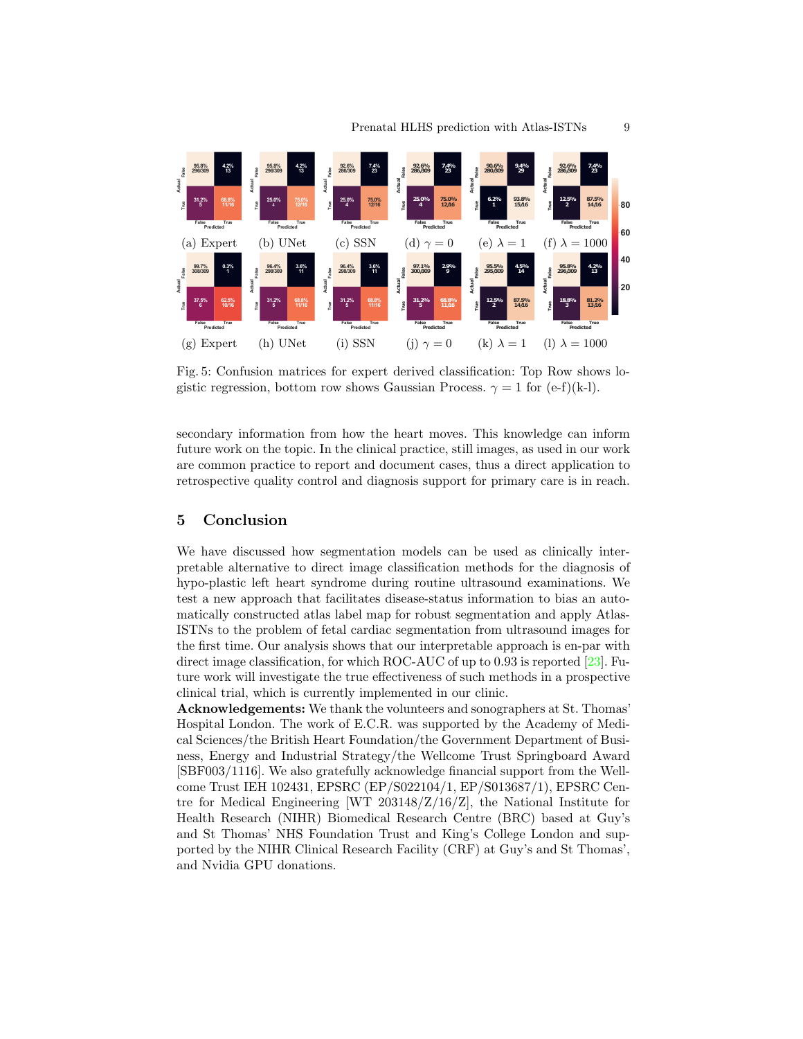95.8% 296/309 | 4.2% 13
31.2% 5 | 68.8% 11/16

(a) Expert

95.8% 296/309 | 4.2% 13
25.0% 4 | 75.0% 12/16

(b) UNet

92.6% 286/309 | 7.4% 23
25.0% 4 | 75.0% 12/16

(c) SSN

92.6% 286/309 | 7.4% 23
25.0% 4 | 75.0% 12/16

(d) $\gamma = 0$

90.6% 280/309 | 9.4% 29
6.2% 1 | 93.8% 15/16

(e) $\lambda = 1$

92.6% 286/309 | 7.4% 23
12.5% 2 | 87.5% 14/16

(f) $\lambda = 1000$

99.7% 308/309 | 0.3% 1
37.5% 6 | 62.5% 10/16

(g) Expert

96.4% 298/309 | 3.6% 11
31.2% 5 | 68.8% 11/16

(h) UNet

96.4% 298/309 | 3.6% 11
31.2% 5 | 68.8% 11/16

(i) SSN

97.1% 300/309 | 2.9% 9
31.2% 5 | 68.8% 11/16

(j) $\gamma = 0$

95.5% 295/309 | 4.5% 14
12.5% 2 | 87.5% 14/16

(k) $\lambda = 1$

95.8% 296/309 | 4.2% 13
18.8% 3 | 81.2% 13/16

(l) $\lambda = 1000$

Fig. 5: Confusion matrices for expert derived classification: Top Row shows logistic regression, bottom row shows Gaussian Process. $\gamma = 1$ for (e-f)(k-l).

secondary information from how the heart moves. This knowledge can inform future work on the topic. In the clinical practice, still images, as used in our work are common practice to report and document cases, thus a direct application to retrospective quality control and diagnosis support for primary care is in reach.

## 5 Conclusion

We have discussed how segmentation models can be used as clinically interpretable alternative to direct image classification methods for the diagnosis of hypo-plastic left heart syndrome during routine ultrasound examinations. We test a new approach that facilitates disease-status information to bias an automatically constructed atlas label map for robust segmentation and apply Atlas-ISTNs to the problem of fetal cardiac segmentation from ultrasound images for the first time. Our analysis shows that our interpretable approach is en-par with direct image classification, for which ROC-AUC of up to 0.93 is reported [23]. Future work will investigate the true effectiveness of such methods in a prospective clinical trial, which is currently implemented in our clinic.

**Acknowledgements:** We thank the volunteers and sonographers at St. Thomas' Hospital London. The work of E.C.R. was supported by the Academy of Medical Sciences/the British Heart Foundation/the Government Department of Business, Energy and Industrial Strategy/the Wellcome Trust Springboard Award [SBF003/1116]. We also gratefully acknowledge financial support from the Wellcome Trust IEH 102431, EPSRC (EP/S022104/1, EP/S013687/1), EPSRC Centre for Medical Engineering [WT 203148/Z/16/Z], the National Institute for Health Research (NIHR) Biomedical Research Centre (BRC) based at Guy's and St Thomas' NHS Foundation Trust and King's College London and supported by the NIHR Clinical Research Facility (CRF) at Guy's and St Thomas', and Nvidia GPU donations.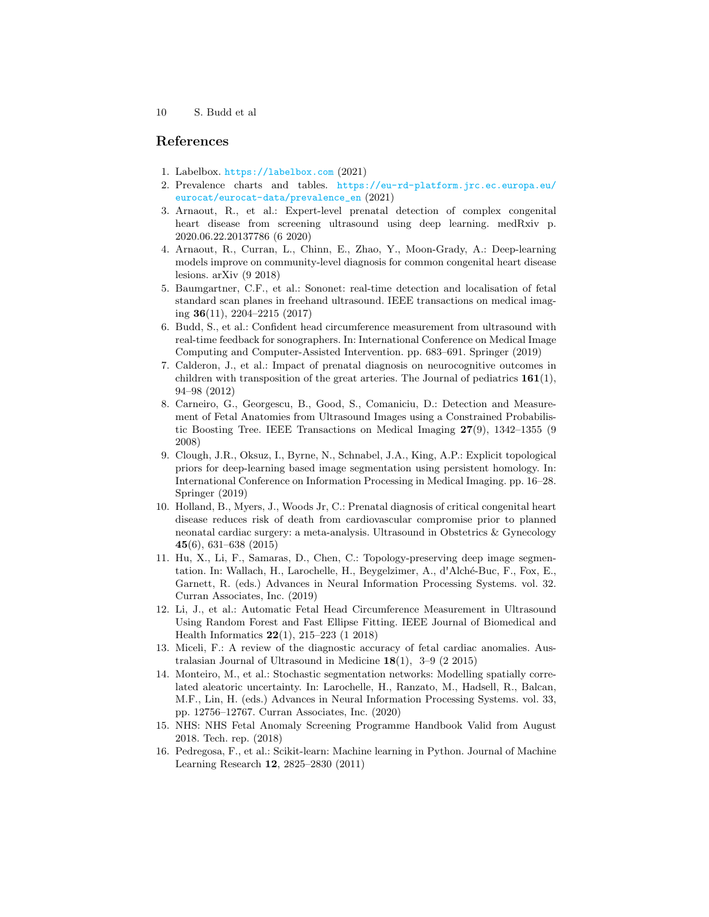## References

1. Labelbox. https://labelbox.com (2021)
2. Prevalence charts and tables. https://eu-rd-platform.jrc.ec.europa.eu/eurocat/eurocat-data/prevalence_en (2021)
3. Arnaout, R., et al.: Expert-level prenatal detection of complex congenital heart disease from screening ultrasound using deep learning. medRxiv p. 2020.06.22.20137786 (6 2020)
4. Arnaout, R., Curran, L., Chinn, E., Zhao, Y., Moon-Grady, A.: Deep-learning models improve on community-level diagnosis for common congenital heart disease lesions. arXiv (9 2018)
5. Baumgartner, C.F., et al.: Sononet: real-time detection and localisation of fetal standard scan planes in freehand ultrasound. IEEE transactions on medical imaging **36**(11), 2204–2215 (2017)
6. Budd, S., et al.: Confident head circumference measurement from ultrasound with real-time feedback for sonographers. In: International Conference on Medical Image Computing and Computer-Assisted Intervention. pp. 683–691. Springer (2019)
7. Calderon, J., et al.: Impact of prenatal diagnosis on neurocognitive outcomes in children with transposition of the great arteries. The Journal of pediatrics **161**(1), 94–98 (2012)
8. Carneiro, G., Georgescu, B., Good, S., Comaniciu, D.: Detection and Measurement of Fetal Anatomies from Ultrasound Images using a Constrained Probabilistic Boosting Tree. IEEE Transactions on Medical Imaging **27**(9), 1342–1355 (9 2008)
9. Clough, J.R., Oksuz, I., Byrne, N., Schnabel, J.A., King, A.P.: Explicit topological priors for deep-learning based image segmentation using persistent homology. In: International Conference on Information Processing in Medical Imaging. pp. 16–28. Springer (2019)
10. Holland, B., Myers, J., Woods Jr, C.: Prenatal diagnosis of critical congenital heart disease reduces risk of death from cardiovascular compromise prior to planned neonatal cardiac surgery: a meta-analysis. Ultrasound in Obstetrics & Gynecology **45**(6), 631–638 (2015)
11. Hu, X., Li, F., Samaras, D., Chen, C.: Topology-preserving deep image segmentation. In: Wallach, H., Larochelle, H., Beygelzimer, A., d'Alché-Buc, F., Fox, E., Garnett, R. (eds.) Advances in Neural Information Processing Systems. vol. 32. Curran Associates, Inc. (2019)
12. Li, J., et al.: Automatic Fetal Head Circumference Measurement in Ultrasound Using Random Forest and Fast Ellipse Fitting. IEEE Journal of Biomedical and Health Informatics **22**(1), 215–223 (1 2018)
13. Miceli, F.: A review of the diagnostic accuracy of fetal cardiac anomalies. Australasian Journal of Ultrasound in Medicine **18**(1), 3–9 (2 2015)
14. Monteiro, M., et al.: Stochastic segmentation networks: Modelling spatially correlated aleatoric uncertainty. In: Larochelle, H., Ranzato, M., Hadsell, R., Balcan, M.F., Lin, H. (eds.) Advances in Neural Information Processing Systems. vol. 33, pp. 12756–12767. Curran Associates, Inc. (2020)
15. NHS: NHS Fetal Anomaly Screening Programme Handbook Valid from August 2018. Tech. rep. (2018)
16. Pedregosa, F., et al.: Scikit-learn: Machine learning in Python. Journal of Machine Learning Research **12**, 2825–2830 (2011)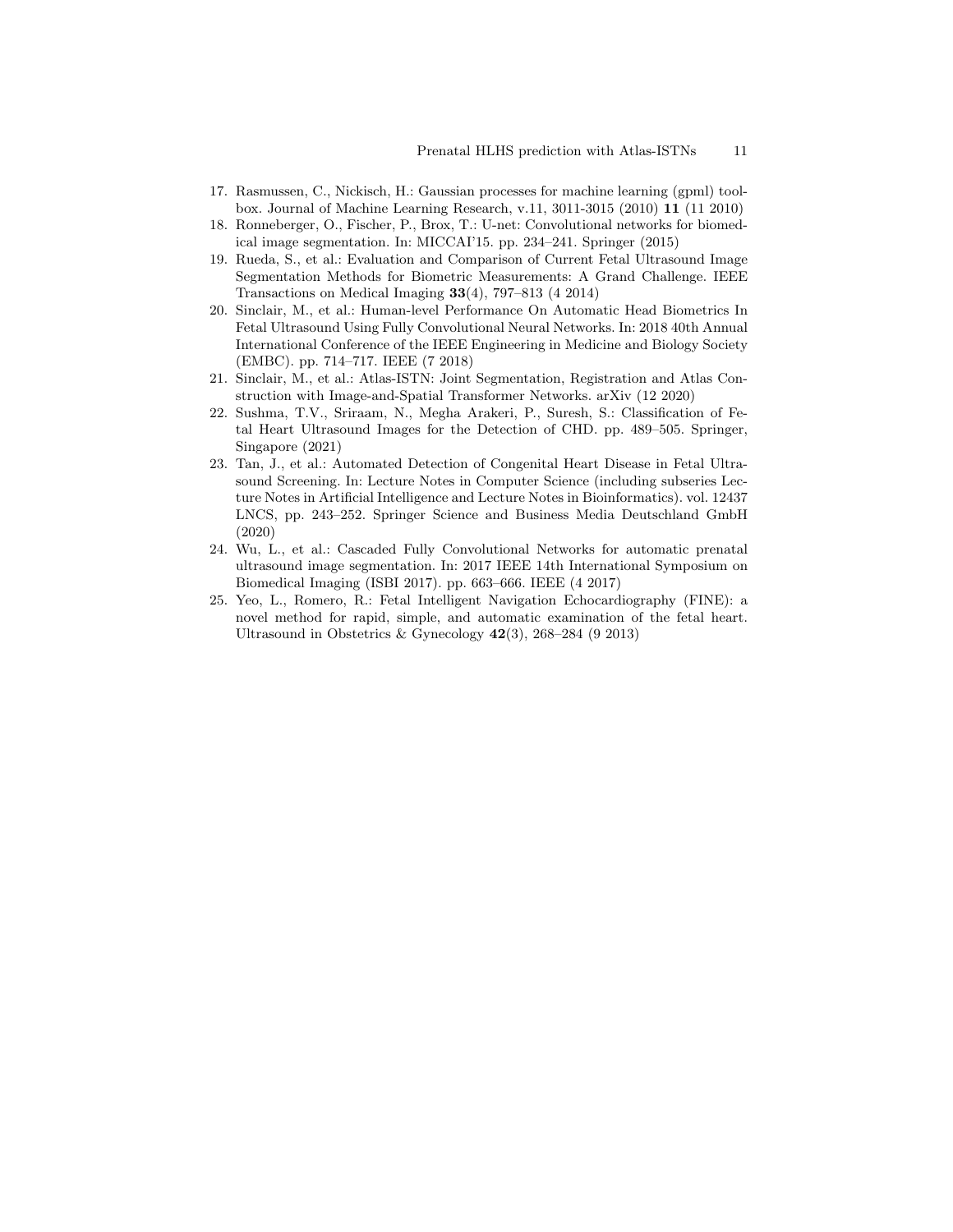17. Rasmussen, C., Nickisch, H.: Gaussian processes for machine learning (gpml) toolbox. Journal of Machine Learning Research, v.11, 3011-3015 (2010) **11** (11 2010)
18. Ronneberger, O., Fischer, P., Brox, T.: U-net: Convolutional networks for biomedical image segmentation. In: MICCAI'15. pp. 234–241. Springer (2015)
19. Rueda, S., et al.: Evaluation and Comparison of Current Fetal Ultrasound Image Segmentation Methods for Biometric Measurements: A Grand Challenge. IEEE Transactions on Medical Imaging **33**(4), 797–813 (4 2014)
20. Sinclair, M., et al.: Human-level Performance On Automatic Head Biometrics In Fetal Ultrasound Using Fully Convolutional Neural Networks. In: 2018 40th Annual International Conference of the IEEE Engineering in Medicine and Biology Society (EMBC). pp. 714–717. IEEE (7 2018)
21. Sinclair, M., et al.: Atlas-ISTN: Joint Segmentation, Registration and Atlas Construction with Image-and-Spatial Transformer Networks. arXiv (12 2020)
22. Sushma, T.V., Sriraam, N., Megha Arakeri, P., Suresh, S.: Classification of Fetal Heart Ultrasound Images for the Detection of CHD. pp. 489–505. Springer, Singapore (2021)
23. Tan, J., et al.: Automated Detection of Congenital Heart Disease in Fetal Ultrasound Screening. In: Lecture Notes in Computer Science (including subseries Lecture Notes in Artificial Intelligence and Lecture Notes in Bioinformatics). vol. 12437 LNCS, pp. 243–252. Springer Science and Business Media Deutschland GmbH (2020)
24. Wu, L., et al.: Cascaded Fully Convolutional Networks for automatic prenatal ultrasound image segmentation. In: 2017 IEEE 14th International Symposium on Biomedical Imaging (ISBI 2017). pp. 663–666. IEEE (4 2017)
25. Yeo, L., Romero, R.: Fetal Intelligent Navigation Echocardiography (FINE): a novel method for rapid, simple, and automatic examination of the fetal heart. Ultrasound in Obstetrics & Gynecology **42**(3), 268–284 (9 2013)